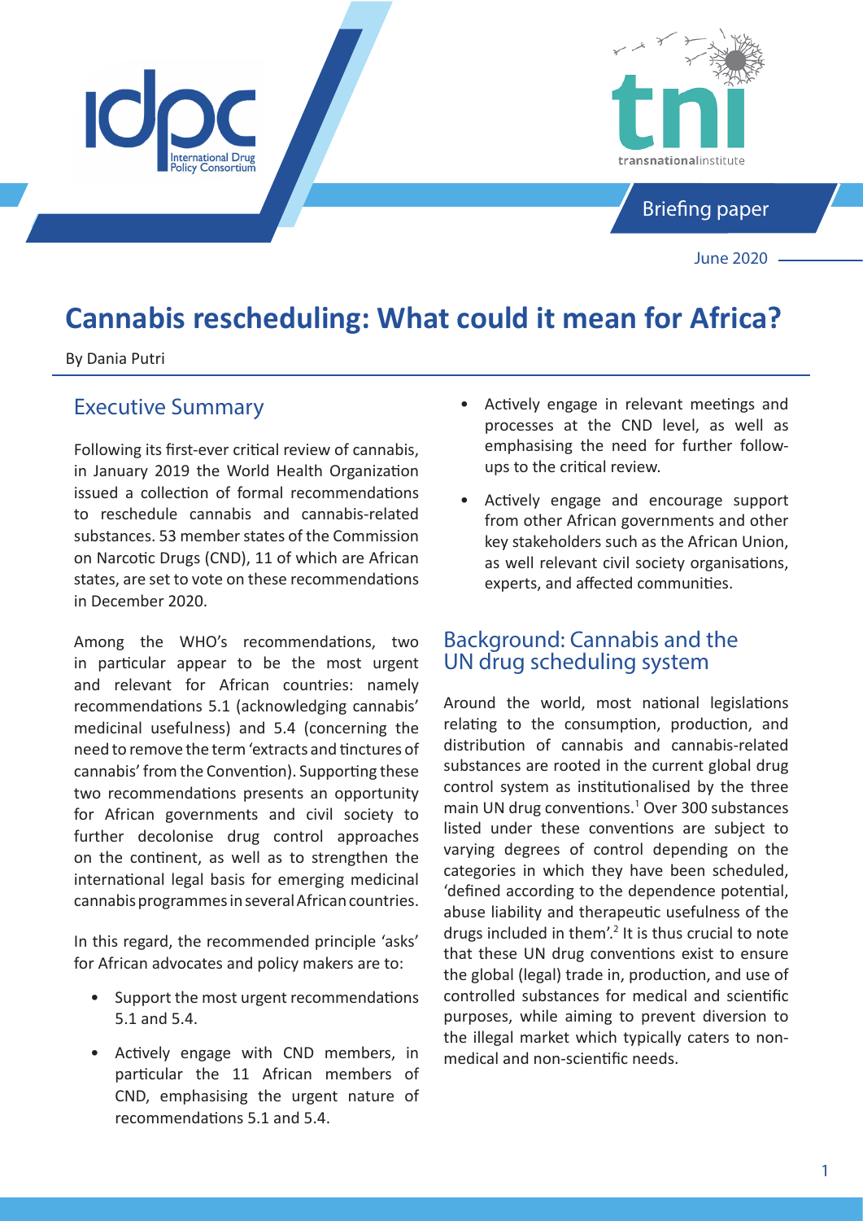Briefing paper

June 2020

# Cannabis rescheduling: What could it mean for Africa?

By Dania Putri

## Executive Summary

Following its first-ever critical review of cannabis, in January 2019 the World Health Organization issued a collection of formal recommendations to reschedule cannabis and cannabis-related substances. 53 member states of the Commission on Narcotic Drugs (CND), 11 of which are African states, are set to vote on these recommendations in December 2020.

Among the WHO's recommendations, two in particular appear to be the most urgent and relevant for African countries: namely recommendations 5.1 (acknowledging cannabis' medicinal usefulness) and 5.4 (concerning the need to remove the term 'extracts and tinctures of cannabis' from the Convention). Supporting these two recommendations presents an opportunity for African governments and civil society to further decolonise drug control approaches on the continent, as well as to strengthen the international legal basis for emerging medicinal cannabis programmes in several African countries.

In this regard, the recommended principle 'asks' for African advocates and policy makers are to:

- Support the most urgent recommendations 5.1 and 5.4.
- Actively engage with CND members, in particular the 11 African members of CND, emphasising the urgent nature of recommendations 5.1 and 5.4.
- Actively engage in relevant meetings and processes at the CND level, as well as emphasising the need for further follow-ups to the critical review.
- Actively engage and encourage support from other African governments and other key stakeholders such as the African Union, as well relevant civil society organisations, experts, and affected communities.

## Background: Cannabis and the UN drug scheduling system

Around the world, most national legislations relating to the consumption, production, and distribution of cannabis and cannabis-related substances are rooted in the current global drug control system as institutionalised by the three main UN drug conventions.[1] Over 300 substances listed under these conventions are subject to varying degrees of control depending on the categories in which they have been scheduled, 'defined according to the dependence potential, abuse liability and therapeutic usefulness of the drugs included in them'.[2] It is thus crucial to note that these UN drug conventions exist to ensure the global (legal) trade in, production, and use of controlled substances for medical and scientific purposes, while aiming to prevent diversion to the illegal market which typically caters to non-medical and non-scientific needs.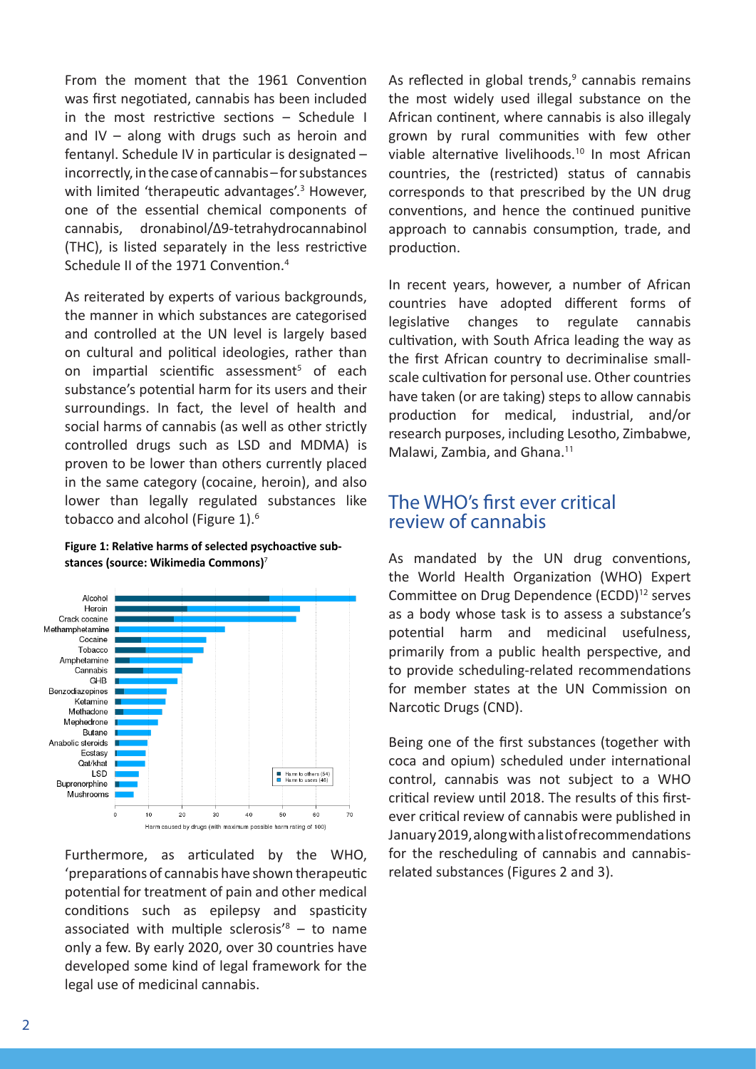From the moment that the 1961 Convention was first negotiated, cannabis has been included in the most restrictive sections – Schedule I and IV – along with drugs such as heroin and fentanyl. Schedule IV in particular is designated – incorrectly, in the case of cannabis – for substances with limited 'therapeutic advantages'.[3] However, one of the essential chemical components of cannabis, dronabinol/Δ9-tetrahydrocannabinol (THC), is listed separately in the less restrictive Schedule II of the 1971 Convention.[4]

As reiterated by experts of various backgrounds, the manner in which substances are categorised and controlled at the UN level is largely based on cultural and political ideologies, rather than on impartial scientific assessment[5] of each substance's potential harm for its users and their surroundings. In fact, the level of health and social harms of cannabis (as well as other strictly controlled drugs such as LSD and MDMA) is proven to be lower than others currently placed in the same category (cocaine, heroin), and also lower than legally regulated substances like tobacco and alcohol (Figure 1).[6]

**Figure 1: Relative harms of selected psychoactive substances (source: Wikimedia Commons)**[7]

Furthermore, as articulated by the WHO, 'preparations of cannabis have shown therapeutic potential for treatment of pain and other medical conditions such as epilepsy and spasticity associated with multiple sclerosis'[8] – to name only a few. By early 2020, over 30 countries have developed some kind of legal framework for the legal use of medicinal cannabis.

As reflected in global trends,[9] cannabis remains the most widely used illegal substance on the African continent, where cannabis is also illegaly grown by rural communities with few other viable alternative livelihoods.[10] In most African countries, the (restricted) status of cannabis corresponds to that prescribed by the UN drug conventions, and hence the continued punitive approach to cannabis consumption, trade, and production.

In recent years, however, a number of African countries have adopted different forms of legislative changes to regulate cannabis cultivation, with South Africa leading the way as the first African country to decriminalise small-scale cultivation for personal use. Other countries have taken (or are taking) steps to allow cannabis production for medical, industrial, and/or research purposes, including Lesotho, Zimbabwe, Malawi, Zambia, and Ghana.[11]

## The WHO's first ever critical review of cannabis

As mandated by the UN drug conventions, the World Health Organization (WHO) Expert Committee on Drug Dependence (ECDD)[12] serves as a body whose task is to assess a substance's potential harm and medicinal usefulness, primarily from a public health perspective, and to provide scheduling-related recommendations for member states at the UN Commission on Narcotic Drugs (CND).

Being one of the first substances (together with coca and opium) scheduled under international control, cannabis was not subject to a WHO critical review until 2018. The results of this first-ever critical review of cannabis were published in January 2019, along with a list of recommendations for the rescheduling of cannabis and cannabis-related substances (Figures 2 and 3).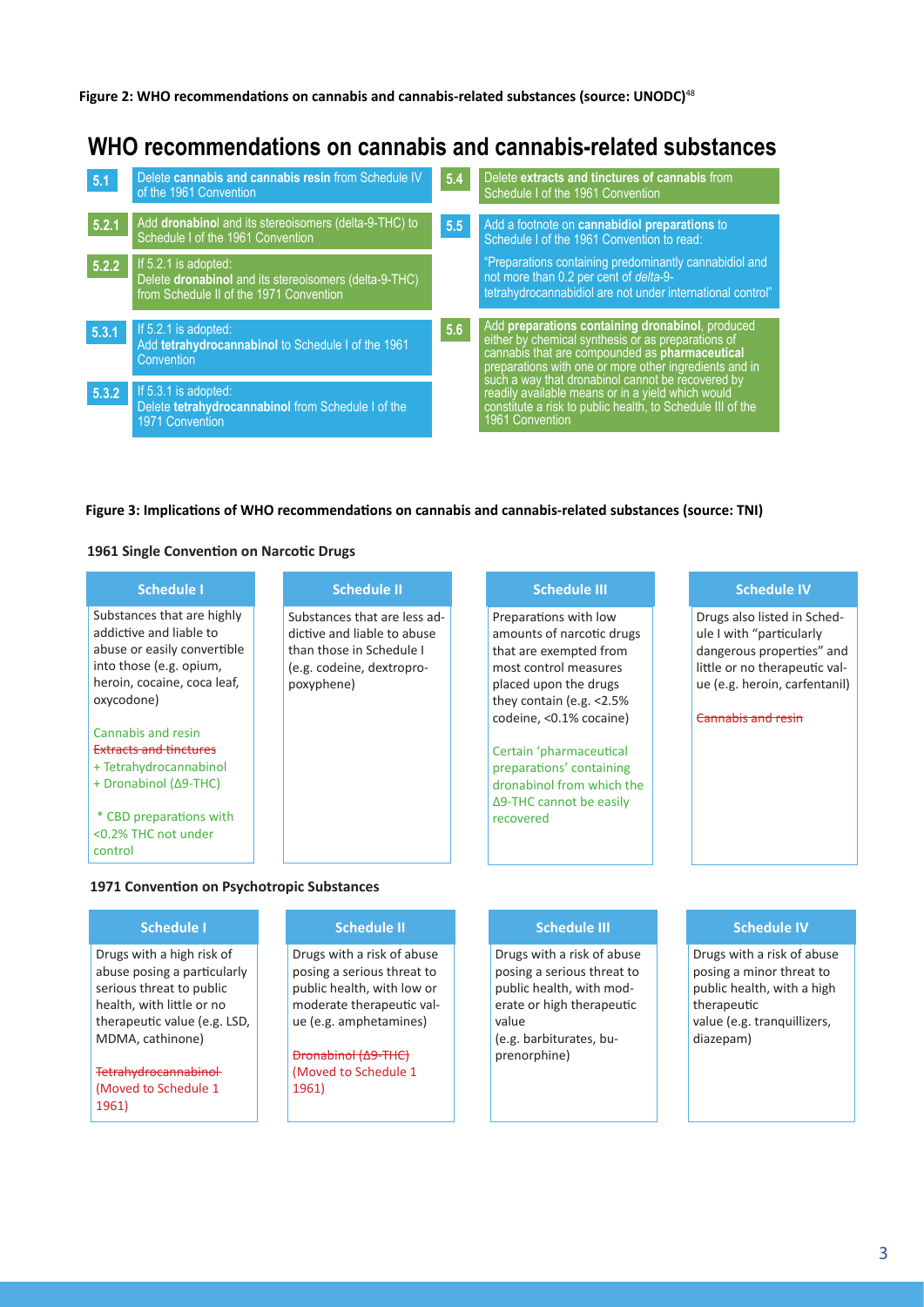**Figure 2: WHO recommendations on cannabis and cannabis-related substances (source: UNODC)[48]**

## WHO recommendations on cannabis and cannabis-related substances

**5.1** Delete **cannabis and cannabis resin** from Schedule IV of the 1961 Convention

**5.2.1** Add **dronabinol** and its stereoisomers (delta-9-THC) to Schedule I of the 1961 Convention

**5.2.2** If 5.2.1 is adopted: Delete **dronabinol** and its stereoisomers (delta-9-THC) from Schedule II of the 1971 Convention

**5.3.1** If 5.2.1 is adopted: Add **tetrahydrocannabinol** to Schedule I of the 1961 Convention

**5.3.2** If 5.3.1 is adopted: Delete **tetrahydrocannabinol** from Schedule I of the 1971 Convention

**5.4** Delete **extracts and tinctures of cannabis** from Schedule I of the 1961 Convention

**5.5** Add a footnote on **cannabidiol preparations** to Schedule I of the 1961 Convention to read:

"Preparations containing predominantly cannabidiol and not more than 0.2 per cent of *delta*-9-tetrahydrocannabidiol are not under international control"

**5.6** Add **preparations containing dronabinol**, produced either by chemical synthesis or as preparations of cannabis that are compounded as **pharmaceutical** preparations with one or more other ingredients and in such a way that dronabinol cannot be recovered by readily available means or in a yield which would constitute a risk to public health, to Schedule III of the 1961 Convention

**Figure 3: Implications of WHO recommendations on cannabis and cannabis-related substances (source: TNI)**

### 1961 Single Convention on Narcotic Drugs

| Schedule I | Schedule II | Schedule III | Schedule IV |
|---|---|---|---|
| Substances that are highly addictive and liable to abuse or easily convertible into those (e.g. opium, heroin, cocaine, coca leaf, oxycodone)<br><br>Cannabis and resin<br>~~Extracts and tinctures~~<br>+ Tetrahydrocannabinol<br>+ Dronabinol (Δ9-THC)<br><br>* CBD preparations with <0.2% THC not under control | Substances that are less addictive and liable to abuse than those in Schedule I (e.g. codeine, dextropropoxyphene) | Preparations with low amounts of narcotic drugs that are exempted from most control measures placed upon the drugs they contain (e.g. <2.5% codeine, <0.1% cocaine)<br><br>Certain 'pharmaceutical preparations' containing dronabinol from which the Δ9-THC cannot be easily recovered | Drugs also listed in Schedule I with "particularly dangerous properties" and little or no therapeutic value (e.g. heroin, carfentanil)<br><br>~~Cannabis and resin~~ |

### 1971 Convention on Psychotropic Substances

| Schedule I | Schedule II | Schedule III | Schedule IV |
|---|---|---|---|
| Drugs with a high risk of abuse posing a particularly serious threat to public health, with little or no therapeutic value (e.g. LSD, MDMA, cathinone)<br><br>~~Tetrahydrocannabinol~~<br>(Moved to Schedule 1 1961) | Drugs with a risk of abuse posing a serious threat to public health, with low or moderate therapeutic value (e.g. amphetamines)<br><br>~~Dronabinol (Δ9-THC)~~<br>(Moved to Schedule 1 1961) | Drugs with a risk of abuse posing a serious threat to public health, with moderate or high therapeutic value<br>(e.g. barbiturates, buprenorphine) | Drugs with a risk of abuse posing a minor threat to public health, with a high therapeutic value (e.g. tranquillizers, diazepam) |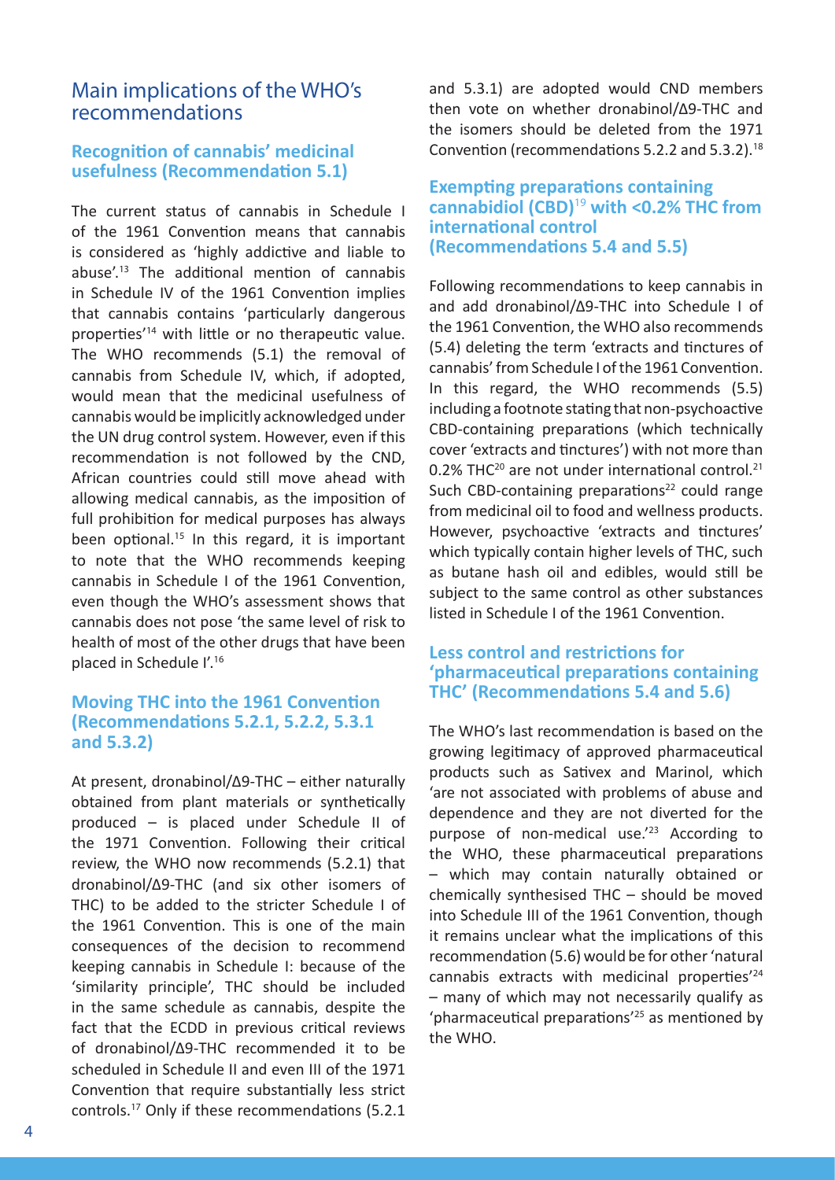## Main implications of the WHO's recommendations

### Recognition of cannabis' medicinal usefulness (Recommendation 5.1)

The current status of cannabis in Schedule I of the 1961 Convention means that cannabis is considered as 'highly addictive and liable to abuse'.[13] The additional mention of cannabis in Schedule IV of the 1961 Convention implies that cannabis contains 'particularly dangerous properties'[14] with little or no therapeutic value. The WHO recommends (5.1) the removal of cannabis from Schedule IV, which, if adopted, would mean that the medicinal usefulness of cannabis would be implicitly acknowledged under the UN drug control system. However, even if this recommendation is not followed by the CND, African countries could still move ahead with allowing medical cannabis, as the imposition of full prohibition for medical purposes has always been optional.[15] In this regard, it is important to note that the WHO recommends keeping cannabis in Schedule I of the 1961 Convention, even though the WHO's assessment shows that cannabis does not pose 'the same level of risk to health of most of the other drugs that have been placed in Schedule I'.[16]

### Moving THC into the 1961 Convention (Recommendations 5.2.1, 5.2.2, 5.3.1 and 5.3.2)

At present, dronabinol/Δ9-THC – either naturally obtained from plant materials or synthetically produced – is placed under Schedule II of the 1971 Convention. Following their critical review, the WHO now recommends (5.2.1) that dronabinol/Δ9-THC (and six other isomers of THC) to be added to the stricter Schedule I of the 1961 Convention. This is one of the main consequences of the decision to recommend keeping cannabis in Schedule I: because of the 'similarity principle', THC should be included in the same schedule as cannabis, despite the fact that the ECDD in previous critical reviews of dronabinol/Δ9-THC recommended it to be scheduled in Schedule II and even III of the 1971 Convention that require substantially less strict controls.[17] Only if these recommendations (5.2.1 and 5.3.1) are adopted would CND members then vote on whether dronabinol/Δ9-THC and the isomers should be deleted from the 1971 Convention (recommendations 5.2.2 and 5.3.2).[18]

### Exempting preparations containing cannabidiol (CBD)[19] with <0.2% THC from international control (Recommendations 5.4 and 5.5)

Following recommendations to keep cannabis in and add dronabinol/Δ9-THC into Schedule I of the 1961 Convention, the WHO also recommends (5.4) deleting the term 'extracts and tinctures of cannabis' from Schedule I of the 1961 Convention. In this regard, the WHO recommends (5.5) including a footnote stating that non-psychoactive CBD-containing preparations (which technically cover 'extracts and tinctures') with not more than 0.2% THC[20] are not under international control.[21] Such CBD-containing preparations[22] could range from medicinal oil to food and wellness products. However, psychoactive 'extracts and tinctures' which typically contain higher levels of THC, such as butane hash oil and edibles, would still be subject to the same control as other substances listed in Schedule I of the 1961 Convention.

### Less control and restrictions for 'pharmaceutical preparations containing THC' (Recommendations 5.4 and 5.6)

The WHO's last recommendation is based on the growing legitimacy of approved pharmaceutical products such as Sativex and Marinol, which 'are not associated with problems of abuse and dependence and they are not diverted for the purpose of non-medical use.'[23] According to the WHO, these pharmaceutical preparations – which may contain naturally obtained or chemically synthesised THC – should be moved into Schedule III of the 1961 Convention, though it remains unclear what the implications of this recommendation (5.6) would be for other 'natural cannabis extracts with medicinal properties'[24] – many of which may not necessarily qualify as 'pharmaceutical preparations'[25] as mentioned by the WHO.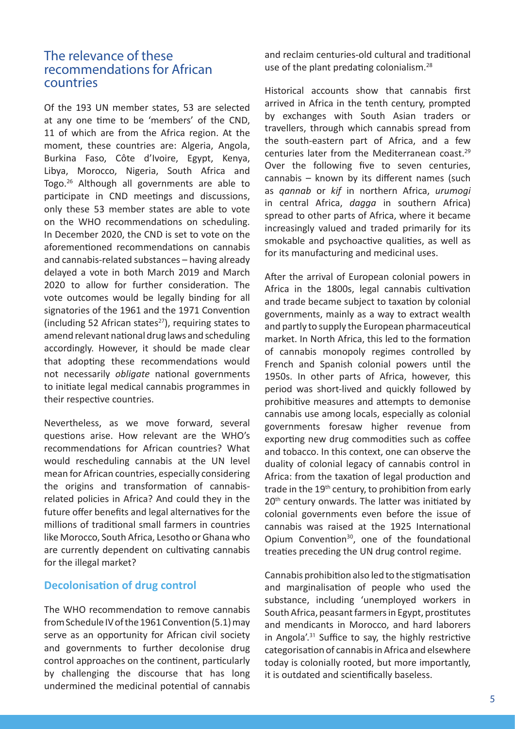## The relevance of these recommendations for African countries

Of the 193 UN member states, 53 are selected at any one time to be 'members' of the CND, 11 of which are from the Africa region. At the moment, these countries are: Algeria, Angola, Burkina Faso, Côte d'Ivoire, Egypt, Kenya, Libya, Morocco, Nigeria, South Africa and Togo.[26] Although all governments are able to participate in CND meetings and discussions, only these 53 member states are able to vote on the WHO recommendations on scheduling. In December 2020, the CND is set to vote on the aforementioned recommendations on cannabis and cannabis-related substances – having already delayed a vote in both March 2019 and March 2020 to allow for further consideration. The vote outcomes would be legally binding for all signatories of the 1961 and the 1971 Convention (including 52 African states[27]), requiring states to amend relevant national drug laws and scheduling accordingly. However, it should be made clear that adopting these recommendations would not necessarily *obligate* national governments to initiate legal medical cannabis programmes in their respective countries.

Nevertheless, as we move forward, several questions arise. How relevant are the WHO's recommendations for African countries? What would rescheduling cannabis at the UN level mean for African countries, especially considering the origins and transformation of cannabis-related policies in Africa? And could they in the future offer benefits and legal alternatives for the millions of traditional small farmers in countries like Morocco, South Africa, Lesotho or Ghana who are currently dependent on cultivating cannabis for the illegal market?

### Decolonisation of drug control

The WHO recommendation to remove cannabis from Schedule IV of the 1961 Convention (5.1) may serve as an opportunity for African civil society and governments to further decolonise drug control approaches on the continent, particularly by challenging the discourse that has long undermined the medicinal potential of cannabis and reclaim centuries-old cultural and traditional use of the plant predating colonialism.[28]

Historical accounts show that cannabis first arrived in Africa in the tenth century, prompted by exchanges with South Asian traders or travellers, through which cannabis spread from the south-eastern part of Africa, and a few centuries later from the Mediterranean coast.[29] Over the following five to seven centuries, cannabis – known by its different names (such as *qannab* or *kif* in northern Africa, *urumogi* in central Africa, *dagga* in southern Africa) spread to other parts of Africa, where it became increasingly valued and traded primarily for its smokable and psychoactive qualities, as well as for its manufacturing and medicinal uses.

After the arrival of European colonial powers in Africa in the 1800s, legal cannabis cultivation and trade became subject to taxation by colonial governments, mainly as a way to extract wealth and partly to supply the European pharmaceutical market. In North Africa, this led to the formation of cannabis monopoly regimes controlled by French and Spanish colonial powers until the 1950s. In other parts of Africa, however, this period was short-lived and quickly followed by prohibitive measures and attempts to demonise cannabis use among locals, especially as colonial governments foresaw higher revenue from exporting new drug commodities such as coffee and tobacco. In this context, one can observe the duality of colonial legacy of cannabis control in Africa: from the taxation of legal production and trade in the 19th century, to prohibition from early 20th century onwards. The latter was initiated by colonial governments even before the issue of cannabis was raised at the 1925 International Opium Convention[30], one of the foundational treaties preceding the UN drug control regime.

Cannabis prohibition also led to the stigmatisation and marginalisation of people who used the substance, including 'unemployed workers in South Africa, peasant farmers in Egypt, prostitutes and mendicants in Morocco, and hard laborers in Angola'.[31] Suffice to say, the highly restrictive categorisation of cannabis in Africa and elsewhere today is colonially rooted, but more importantly, it is outdated and scientifically baseless.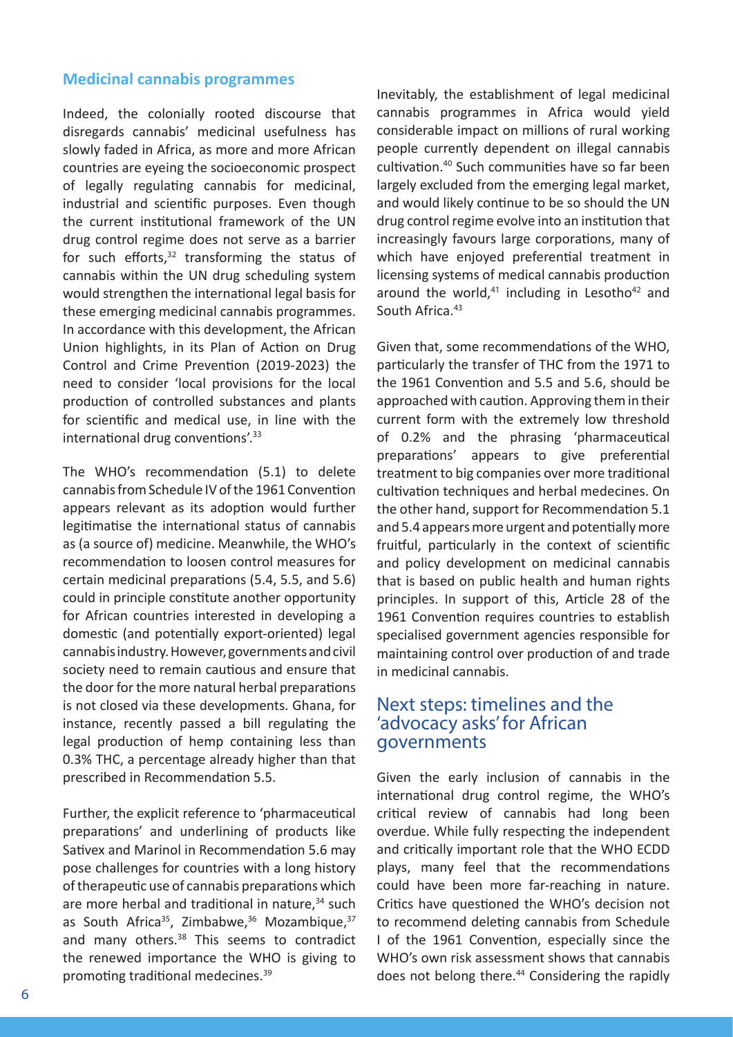## Medicinal cannabis programmes

Indeed, the colonially rooted discourse that disregards cannabis' medicinal usefulness has slowly faded in Africa, as more and more African countries are eyeing the socioeconomic prospect of legally regulating cannabis for medicinal, industrial and scientific purposes. Even though the current institutional framework of the UN drug control regime does not serve as a barrier for such efforts,[32] transforming the status of cannabis within the UN drug scheduling system would strengthen the international legal basis for these emerging medicinal cannabis programmes. In accordance with this development, the African Union highlights, in its Plan of Action on Drug Control and Crime Prevention (2019-2023) the need to consider 'local provisions for the local production of controlled substances and plants for scientific and medical use, in line with the international drug conventions'.[33]

The WHO's recommendation (5.1) to delete cannabis from Schedule IV of the 1961 Convention appears relevant as its adoption would further legitimatise the international status of cannabis as (a source of) medicine. Meanwhile, the WHO's recommendation to loosen control measures for certain medicinal preparations (5.4, 5.5, and 5.6) could in principle constitute another opportunity for African countries interested in developing a domestic (and potentially export-oriented) legal cannabis industry. However, governments and civil society need to remain cautious and ensure that the door for the more natural herbal preparations is not closed via these developments. Ghana, for instance, recently passed a bill regulating the legal production of hemp containing less than 0.3% THC, a percentage already higher than that prescribed in Recommendation 5.5.

Further, the explicit reference to 'pharmaceutical preparations' and underlining of products like Sativex and Marinol in Recommendation 5.6 may pose challenges for countries with a long history of therapeutic use of cannabis preparations which are more herbal and traditional in nature,[34] such as South Africa[35], Zimbabwe,[36] Mozambique,[37] and many others.[38] This seems to contradict the renewed importance the WHO is giving to promoting traditional medecines.[39]

Inevitably, the establishment of legal medicinal cannabis programmes in Africa would yield considerable impact on millions of rural working people currently dependent on illegal cannabis cultivation.[40] Such communities have so far been largely excluded from the emerging legal market, and would likely continue to be so should the UN drug control regime evolve into an institution that increasingly favours large corporations, many of which have enjoyed preferential treatment in licensing systems of medical cannabis production around the world,[41] including in Lesotho[42] and South Africa.[43]

Given that, some recommendations of the WHO, particularly the transfer of THC from the 1971 to the 1961 Convention and 5.5 and 5.6, should be approached with caution. Approving them in their current form with the extremely low threshold of 0.2% and the phrasing 'pharmaceutical preparations' appears to give preferential treatment to big companies over more traditional cultivation techniques and herbal medecines. On the other hand, support for Recommendation 5.1 and 5.4 appears more urgent and potentially more fruitful, particularly in the context of scientific and policy development on medicinal cannabis that is based on public health and human rights principles. In support of this, Article 28 of the 1961 Convention requires countries to establish specialised government agencies responsible for maintaining control over production of and trade in medicinal cannabis.

## Next steps: timelines and the 'advocacy asks' for African governments

Given the early inclusion of cannabis in the international drug control regime, the WHO's critical review of cannabis had long been overdue. While fully respecting the independent and critically important role that the WHO ECDD plays, many feel that the recommendations could have been more far-reaching in nature. Critics have questioned the WHO's decision not to recommend deleting cannabis from Schedule I of the 1961 Convention, especially since the WHO's own risk assessment shows that cannabis does not belong there.[44] Considering the rapidly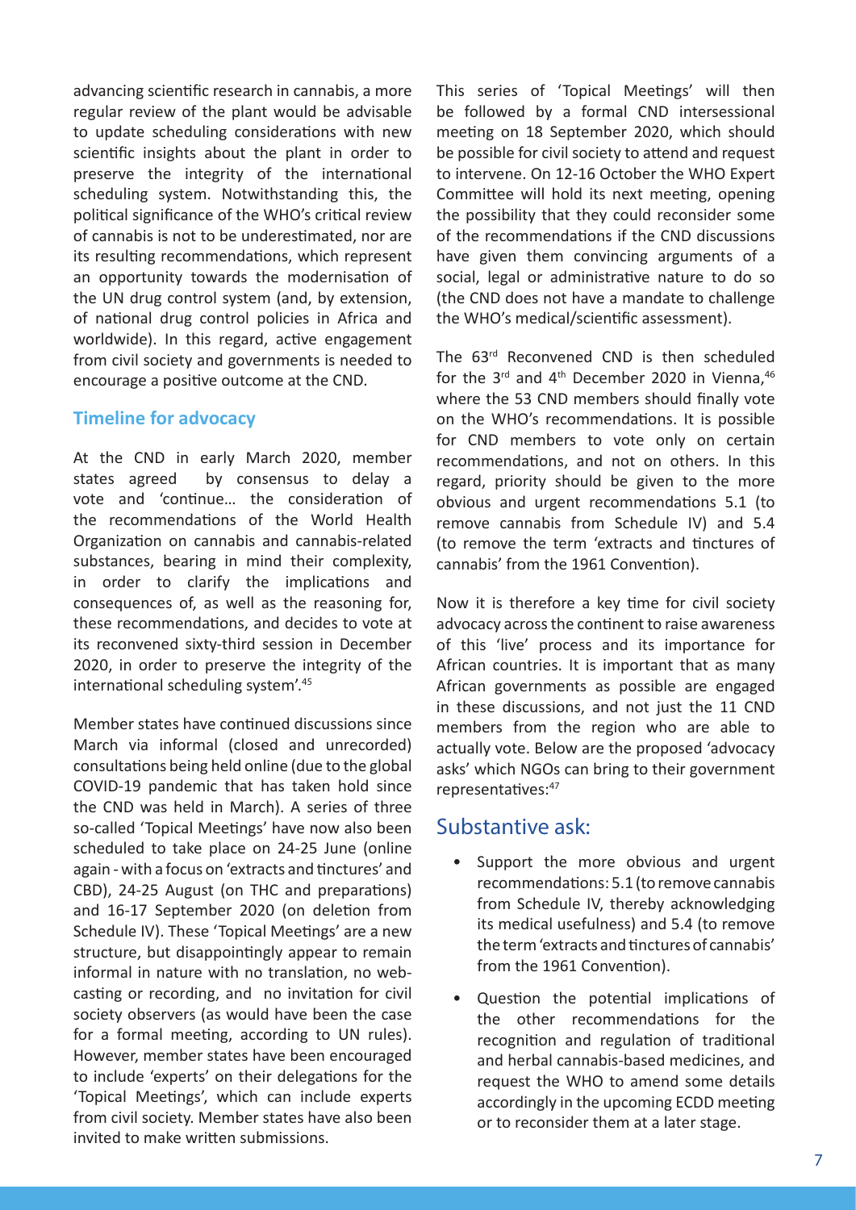advancing scientific research in cannabis, a more regular review of the plant would be advisable to update scheduling considerations with new scientific insights about the plant in order to preserve the integrity of the international scheduling system. Notwithstanding this, the political significance of the WHO's critical review of cannabis is not to be underestimated, nor are its resulting recommendations, which represent an opportunity towards the modernisation of the UN drug control system (and, by extension, of national drug control policies in Africa and worldwide). In this regard, active engagement from civil society and governments is needed to encourage a positive outcome at the CND.

### Timeline for advocacy

At the CND in early March 2020, member states agreed by consensus to delay a vote and 'continue… the consideration of the recommendations of the World Health Organization on cannabis and cannabis-related substances, bearing in mind their complexity, in order to clarify the implications and consequences of, as well as the reasoning for, these recommendations, and decides to vote at its reconvened sixty-third session in December 2020, in order to preserve the integrity of the international scheduling system'.[45]

Member states have continued discussions since March via informal (closed and unrecorded) consultations being held online (due to the global COVID-19 pandemic that has taken hold since the CND was held in March). A series of three so-called 'Topical Meetings' have now also been scheduled to take place on 24-25 June (online again - with a focus on 'extracts and tinctures' and CBD), 24-25 August (on THC and preparations) and 16-17 September 2020 (on deletion from Schedule IV). These 'Topical Meetings' are a new structure, but disappointingly appear to remain informal in nature with no translation, no web-casting or recording, and no invitation for civil society observers (as would have been the case for a formal meeting, according to UN rules). However, member states have been encouraged to include 'experts' on their delegations for the 'Topical Meetings', which can include experts from civil society. Member states have also been invited to make written submissions.

This series of 'Topical Meetings' will then be followed by a formal CND intersessional meeting on 18 September 2020, which should be possible for civil society to attend and request to intervene. On 12-16 October the WHO Expert Committee will hold its next meeting, opening the possibility that they could reconsider some of the recommendations if the CND discussions have given them convincing arguments of a social, legal or administrative nature to do so (the CND does not have a mandate to challenge the WHO's medical/scientific assessment).

The 63rd Reconvened CND is then scheduled for the 3rd and 4th December 2020 in Vienna,[46] where the 53 CND members should finally vote on the WHO's recommendations. It is possible for CND members to vote only on certain recommendations, and not on others. In this regard, priority should be given to the more obvious and urgent recommendations 5.1 (to remove cannabis from Schedule IV) and 5.4 (to remove the term 'extracts and tinctures of cannabis' from the 1961 Convention).

Now it is therefore a key time for civil society advocacy across the continent to raise awareness of this 'live' process and its importance for African countries. It is important that as many African governments as possible are engaged in these discussions, and not just the 11 CND members from the region who are able to actually vote. Below are the proposed 'advocacy asks' which NGOs can bring to their government representatives:[47]

## Substantive ask:

- Support the more obvious and urgent recommendations: 5.1 (to remove cannabis from Schedule IV, thereby acknowledging its medical usefulness) and 5.4 (to remove the term 'extracts and tinctures of cannabis' from the 1961 Convention).
- Question the potential implications of the other recommendations for the recognition and regulation of traditional and herbal cannabis-based medicines, and request the WHO to amend some details accordingly in the upcoming ECDD meeting or to reconsider them at a later stage.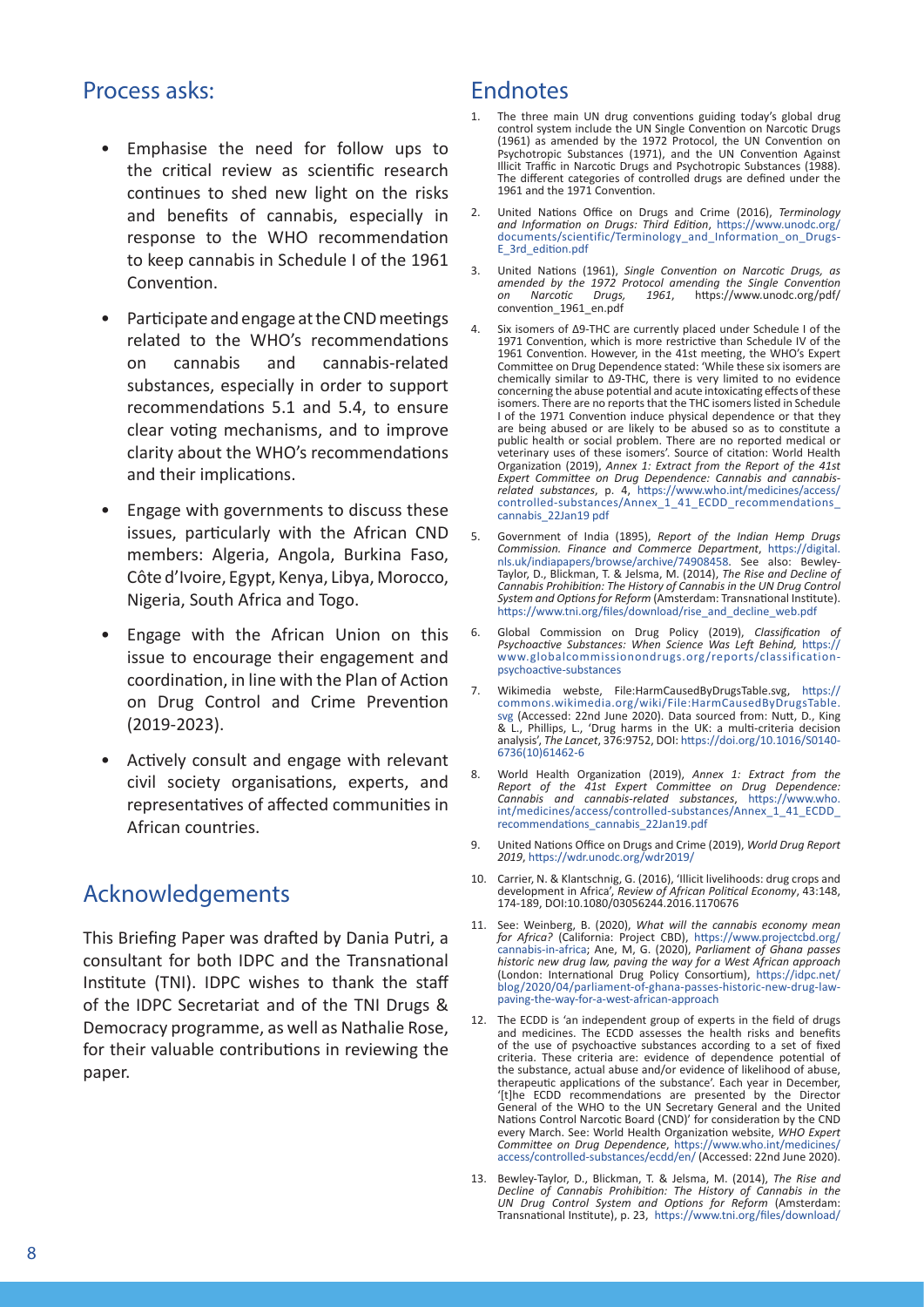## Process asks:

- Emphasise the need for follow ups to the critical review as scientific research continues to shed new light on the risks and benefits of cannabis, especially in response to the WHO recommendation to keep cannabis in Schedule I of the 1961 Convention.
- Participate and engage at the CND meetings related to the WHO's recommendations on cannabis and cannabis-related substances, especially in order to support recommendations 5.1 and 5.4, to ensure clear voting mechanisms, and to improve clarity about the WHO's recommendations and their implications.
- Engage with governments to discuss these issues, particularly with the African CND members: Algeria, Angola, Burkina Faso, Côte d'Ivoire, Egypt, Kenya, Libya, Morocco, Nigeria, South Africa and Togo.
- Engage with the African Union on this issue to encourage their engagement and coordination, in line with the Plan of Action on Drug Control and Crime Prevention (2019-2023).
- Actively consult and engage with relevant civil society organisations, experts, and representatives of affected communities in African countries.

## Acknowledgements

This Briefing Paper was drafted by Dania Putri, a consultant for both IDPC and the Transnational Institute (TNI). IDPC wishes to thank the staff of the IDPC Secretariat and of the TNI Drugs & Democracy programme, as well as Nathalie Rose, for their valuable contributions in reviewing the paper.

## Endnotes

1. The three main UN drug conventions guiding today's global drug control system include the UN Single Convention on Narcotic Drugs (1961) as amended by the 1972 Protocol, the UN Convention on Psychotropic Substances (1971), and the UN Convention Against Illicit Traffic in Narcotic Drugs and Psychotropic Substances (1988). The different categories of controlled drugs are defined under the 1961 and the 1971 Convention.
2. United Nations Office on Drugs and Crime (2016), *Terminology and Information on Drugs: Third Edition*, https://www.unodc.org/documents/scientific/Terminology_and_Information_on_Drugs-E_3rd_edition.pdf
3. United Nations (1961), *Single Convention on Narcotic Drugs, as amended by the 1972 Protocol amending the Single Convention on Narcotic Drugs, 1961*, https://www.unodc.org/pdf/convention_1961_en.pdf
4. Six isomers of Δ9-THC are currently placed under Schedule I of the 1971 Convention, which is more restrictive than Schedule IV of the 1961 Convention. However, in the 41st meeting, the WHO's Expert Committee on Drug Dependence stated: 'While these six isomers are chemically similar to Δ9-THC, there is very limited to no evidence concerning the abuse potential and acute intoxicating effects of these isomers. There are no reports that the THC isomers listed in Schedule I of the 1971 Convention induce physical dependence or that they are being abused or are likely to be abused so as to constitute a public health or social problem. There are no reported medical or veterinary uses of these isomers'. Source of citation: World Health Organization (2019), *Annex 1: Extract from the Report of the 41st Expert Committee on Drug Dependence: Cannabis and cannabis-related substances*, p. 4, https://www.who.int/medicines/access/controlled-substances/Annex_1_41_ECDD_recommendations_cannabis_22Jan19 pdf
5. Government of India (1895), *Report of the Indian Hemp Drugs Commission. Finance and Commerce Department*, https://digital.nls.uk/indiapapers/browse/archive/74908458. See also: Bewley-Taylor, D., Blickman, T. & Jelsma, M. (2014), *The Rise and Decline of Cannabis Prohibition: The History of Cannabis in the UN Drug Control System and Options for Reform* (Amsterdam: Transnational Institute). https://www.tni.org/files/download/rise_and_decline_web.pdf
6. Global Commission on Drug Policy (2019), *Classification of Psychoactive Substances: When Science Was Left Behind*, https://www.globalcommissionondrugs.org/reports/classification-psychoactive-substances
7. Wikimedia webste, File:HarmCausedByDrugsTable.svg, https://commons.wikimedia.org/wiki/File:HarmCausedByDrugsTable.svg (Accessed: 22nd June 2020). Data sourced from: Nutt, D., King & L., Phillips, L., 'Drug harms in the UK: a multi-criteria decision analysis', *The Lancet*, 376:9752, DOI: https://doi.org/10.1016/S0140-6736(10)61462-6
8. World Health Organization (2019), *Annex 1: Extract from the Report of the 41st Expert Committee on Drug Dependence: Cannabis and cannabis-related substances*, https://www.who.int/medicines/access/controlled-substances/Annex_1_41_ECDD_recommendations_cannabis_22Jan19.pdf
9. United Nations Office on Drugs and Crime (2019), *World Drug Report 2019*, https://wdr.unodc.org/wdr2019/
10. Carrier, N. & Klantschnig, G. (2016), 'Illicit livelihoods: drug crops and development in Africa', *Review of African Political Economy*, 43:148, 174-189, DOI:10.1080/03056244.2016.1170676
11. See: Weinberg, B. (2020), *What will the cannabis economy mean for Africa?* (California: Project CBD), https://www.projectcbd.org/cannabis-in-africa; Ane, M, G. (2020), *Parliament of Ghana passes historic new drug law, paving the way for a West African approach* (London: International Drug Policy Consortium), https://idpc.net/blog/2020/04/parliament-of-ghana-passes-historic-new-drug-law-paving-the-way-for-a-west-african-approach
12. The ECDD is 'an independent group of experts in the field of drugs and medicines. The ECDD assesses the health risks and benefits of the use of psychoactive substances according to a set of fixed criteria. These criteria are: evidence of dependence potential of the substance, actual abuse and/or evidence of likelihood of abuse, therapeutic applications of the substance'. Each year in December, '[t]he ECDD recommendations are presented by the Director General of the WHO to the UN Secretary General and the United Nations Control Narcotic Board (CND)' for consideration by the CND every March. See: World Health Organization website, *WHO Expert Committee on Drug Dependence*, https://www.who.int/medicines/access/controlled-substances/ecdd/en/ (Accessed: 22nd June 2020).
13. Bewley-Taylor, D., Blickman, T. & Jelsma, M. (2014), *The Rise and Decline of Cannabis Prohibition: The History of Cannabis in the UN Drug Control System and Options for Reform* (Amsterdam: Transnational Institute), p. 23, https://www.tni.org/files/download/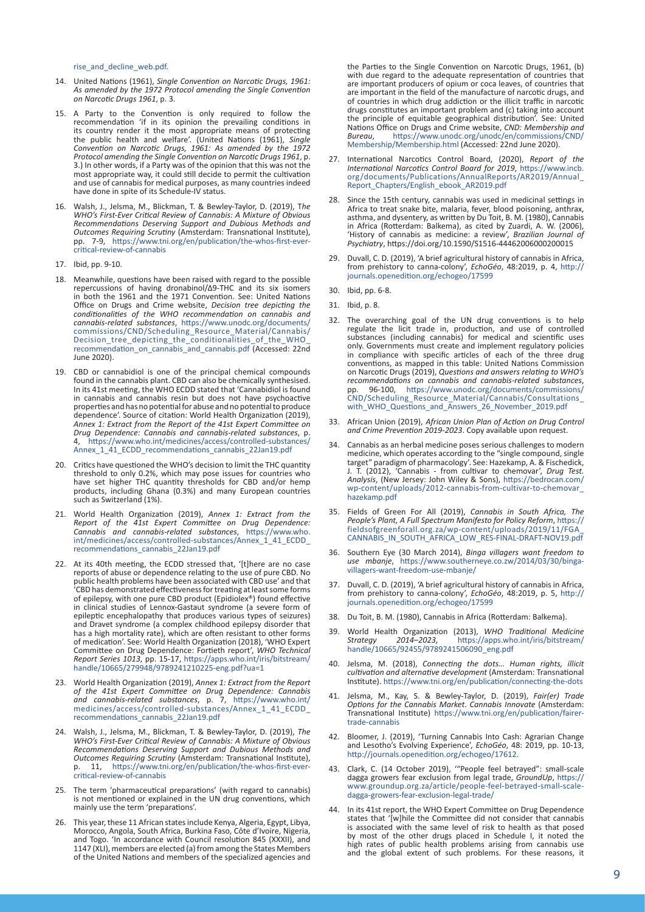rise_and_decline_web.pdf.

14. United Nations (1961), *Single Convention on Narcotic Drugs, 1961: As amended by the 1972 Protocol amending the Single Convention on Narcotic Drugs 1961*, p. 3.

15. A Party to the Convention is only required to follow the recommendation 'if in its opinion the prevailing conditions in its country render it the most appropriate means of protecting the public health and welfare'. (United Nations (1961), *Single Convention on Narcotic Drugs, 1961: As amended by the 1972 Protocol amending the Single Convention on Narcotic Drugs 1961*, p. 3.) In other words, if a Party was of the opinion that this was not the most appropriate way, it could still decide to permit the cultivation and use of cannabis for medical purposes, as many countries indeed have done in spite of its Schedule-IV status.

16. Walsh, J., Jelsma, M., Blickman, T. & Bewley-Taylor, D. (2019), T*he WHO's First-Ever Critical Review of Cannabis: A Mixture of Obvious Recommendations Deserving Support and Dubious Methods and Outcomes Requiring Scrutiny* (Amsterdam: Transnational Institute), pp. 7-9, https://www.tni.org/en/publication/the-whos-first-ever-critical-review-of-cannabis

17. Ibid, pp. 9-10.

18. Meanwhile, questions have been raised with regard to the possible repercussions of having dronabinol/Δ9-THC and its six isomers in both the 1961 and the 1971 Convention. See: United Nations Office on Drugs and Crime website, *Decision tree depicting the conditionalities of the WHO recommendation on cannabis and cannabis-related substances*, https://www.unodc.org/documents/commissions/CND/Scheduling_Resource_Material/Cannabis/Decision_tree_depicting_the_conditionalities_of_the_WHO_recommendation_on_cannabis_and_cannabis.pdf (Accessed: 22nd June 2020).

19. CBD or cannabidiol is one of the principal chemical compounds found in the cannabis plant. CBD can also be chemically synthesised. In its 41st meeting, the WHO ECDD stated that 'Cannabidiol is found in cannabis and cannabis resin but does not have psychoactive properties and has no potential for abuse and no potential to produce dependence'. Source of citation: World Health Organization (2019), *Annex 1: Extract from the Report of the 41st Expert Committee on Drug Dependence: Cannabis and cannabis-related substances*, p. 4, https://www.who.int/medicines/access/controlled-substances/Annex_1_41_ECDD_recommendations_cannabis_22Jan19.pdf

20. Critics have questioned the WHO's decision to limit the THC quantity threshold to only 0.2%, which may pose issues for countries who have set higher THC quantity thresholds for CBD and/or hemp products, including Ghana (0.3%) and many European countries such as Switzerland (1%).

21. World Health Organization (2019), *Annex 1: Extract from the Report of the 41st Expert Committee on Drug Dependence: Cannabis and cannabis-related substances*, https://www.who.int/medicines/access/controlled-substances/Annex_1_41_ECDD_recommendations_cannabis_22Jan19.pdf

22. At its 40th meeting, the ECDD stressed that, '[t]here are no case reports of abuse or dependence relating to the use of pure CBD. No public health problems have been associated with CBD use' and that 'CBD has demonstrated effectiveness for treating at least some forms of epilepsy, with one pure CBD product (Epidiolex®) found effective in clinical studies of Lennox-Gastaut syndrome (a severe form of epileptic encephalopathy that produces various types of seizures) and Dravet syndrome (a complex childhood epilepsy disorder that has a high mortality rate), which are often resistant to other forms of medication'. See: World Health Organization (2018), 'WHO Expert Committee on Drug Dependence: Fortieth report', *WHO Technical Report Series 1013*, pp. 15-17, https://apps.who.int/iris/bitstream/handle/10665/279948/9789241210225-eng.pdf?ua=1

23. World Health Organization (2019), *Annex 1: Extract from the Report of the 41st Expert Committee on Drug Dependence: Cannabis and cannabis-related substances*, p. 7, https://www.who.int/medicines/access/controlled-substances/Annex_1_41_ECDD_recommendations_cannabis_22Jan19.pdf

24. Walsh, J., Jelsma, M., Blickman, T. & Bewley-Taylor, D. (2019), *The WHO's First-Ever Critical Review of Cannabis: A Mixture of Obvious Recommendations Deserving Support and Dubious Methods and Outcomes Requiring Scrutiny* (Amsterdam: Transnational Institute), p. 11, https://www.tni.org/en/publication/the-whos-first-ever-critical-review-of-cannabis

25. The term 'pharmaceutical preparations' (with regard to cannabis) is not mentioned or explained in the UN drug conventions, which mainly use the term 'preparations'.

26. This year, these 11 African states include Kenya, Algeria, Egypt, Libya, Morocco, Angola, South Africa, Burkina Faso, Côte d'Ivoire, Nigeria, and Togo. 'In accordance with Council resolution 845 (XXXII), and 1147 (XLI), members are elected (a) from among the States Members of the United Nations and members of the specialized agencies and the Parties to the Single Convention on Narcotic Drugs, 1961, (b) with due regard to the adequate representation of countries that are important producers of opium or coca leaves, of countries that are important in the field of the manufacture of narcotic drugs, and of countries in which drug addiction or the illicit traffic in narcotic drugs constitutes an important problem and (c) taking into account the principle of equitable geographical distribution'. See: United Nations Office on Drugs and Crime website, *CND: Membership and Bureau*, https://www.unodc.org/unodc/en/commissions/CND/Membership/Membership.html (Accessed: 22nd June 2020).

27. International Narcotics Control Board, (2020), *Report of the International Narcotics Control Board for 2019*, https://www.incb.org/documents/Publications/AnnualReports/AR2019/Annual_Report_Chapters/English_ebook_AR2019.pdf

28. Since the 15th century, cannabis was used in medicinal settings in Africa to treat snake bite, malaria, fever, blood poisoning, anthrax, asthma, and dysentery, as written by Du Toit, B. M. (1980), Cannabis in Africa (Rotterdam: Balkema), as cited by Zuardi, A. W. (2006), 'History of cannabis as medicine: a review', *Brazilian Journal of Psychiatry*, https://doi.org/10.1590/S1516-44462006000200015

29. Duvall, C. D. (2019), 'A brief agricultural history of cannabis in Africa, from prehistory to canna-colony', *EchoGéo*, 48:2019, p. 4, http://journals.openedition.org/echogeo/17599

30. Ibid, pp. 6-8.

31. Ibid, p. 8.

32. The overarching goal of the UN drug conventions is to help regulate the licit trade in, production, and use of controlled substances (including cannabis) for medical and scientific uses only. Governments must create and implement regulatory policies in compliance with specific articles of each of the three drug conventions, as mapped in this table: United Nations Commission on Narcotic Drugs (2019), *Questions and answers relating to WHO's recommendations on cannabis and cannabis-related substances*, pp. 96-100, https://www.unodc.org/documents/commissions/CND/Scheduling_Resource_Material/Cannabis/Consultations_with_WHO_Questions_and_Answers_26_November_2019.pdf

33. African Union (2019), *African Union Plan of Action on Drug Control and Crime Prevention 2019-2023*. Copy available upon request.

34. Cannabis as an herbal medicine poses serious challenges to modern medicine, which operates according to the "single compound, single target" paradigm of pharmacology'. See: Hazekamp, A. & Fischedick, J. T. (2012), 'Cannabis - from cultivar to chemovar', *Drug Test. Analysis*, (New Jersey: John Wiley & Sons), https://bedrocan.com/wp-content/uploads/2012-cannabis-from-cultivar-to-chemovar_hazekamp.pdf

35. Fields of Green For All (2019), *Cannabis in South Africa, The People's Plant, A Full Spectrum Manifesto for Policy Reform*, https://fieldsofgreenforall.org.za/wp-content/uploads/2019/11/FGA_CANNABIS_IN_SOUTH_AFRICA_LOW_RES-FINAL-DRAFT-NOV19.pdf

36. Southern Eye (30 March 2014), *Binga villagers want freedom to use mbanje*, https://www.southerneye.co.zw/2014/03/30/binga-villagers-want-freedom-use-mbanje/

37. Duvall, C. D. (2019), 'A brief agricultural history of cannabis in Africa, from prehistory to canna-colony', *EchoGéo*, 48:2019, p. 5, http://journals.openedition.org/echogeo/17599

38. Du Toit, B. M. (1980), Cannabis in Africa (Rotterdam: Balkema).

39. World Health Organization (2013), *WHO Traditional Medicine Strategy 2014–2023*, https://apps.who.int/iris/bitstream/handle/10665/92455/9789241506090_eng.pdf

40. Jelsma, M. (2018), *Connecting the dots… Human rights, illicit cultivation and alternative development* (Amsterdam: Transnational Institute). https://www.tni.org/en/publication/connecting-the-dots

41. Jelsma, M., Kay, S. & Bewley-Taylor, D. (2019), *Fair(er) Trade Options for the Cannabis Market*. *Cannabis Innovate* (Amsterdam: Transnational Institute) https://www.tni.org/en/publication/fairer-trade-cannabis

42. Bloomer, J. (2019), 'Turning Cannabis Into Cash: Agrarian Change and Lesotho's Evolving Experience', *EchoGéo*, 48: 2019, pp. 10-13, http://journals.openedition.org/echogeo/17612.

43. Clark, C. (14 October 2019), '"People feel betrayed": small-scale dagga growers fear exclusion from legal trade, *GroundUp*, https://www.groundup.org.za/article/people-feel-betrayed-small-scale-dagga-growers-fear-exclusion-legal-trade/

44. In its 41st report, the WHO Expert Committee on Drug Dependence states that '[w]hile the Committee did not consider that cannabis is associated with the same level of risk to health as that posed by most of the other drugs placed in Schedule I, it noted the high rates of public health problems arising from cannabis use and the global extent of such problems. For these reasons, it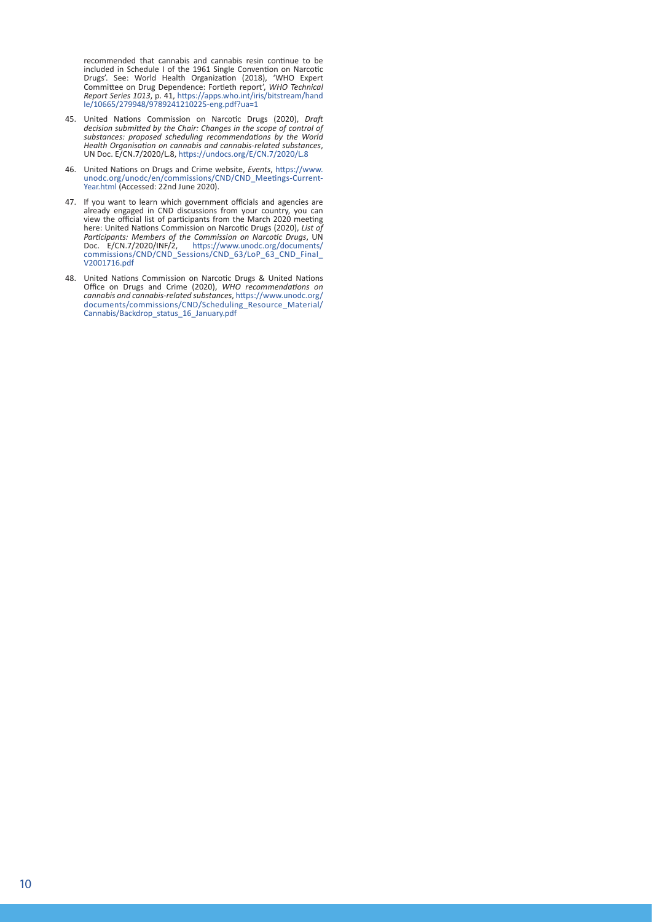recommended that cannabis and cannabis resin continue to be included in Schedule I of the 1961 Single Convention on Narcotic Drugs'. See: World Health Organization (2018), 'WHO Expert Committee on Drug Dependence: Fortieth report', *WHO Technical Report Series 1013*, p. 41, https://apps.who.int/iris/bitstream/handle/10665/279948/9789241210225-eng.pdf?ua=1

45. United Nations Commission on Narcotic Drugs (2020), *Draft decision submitted by the Chair: Changes in the scope of control of substances: proposed scheduling recommendations by the World Health Organisation on cannabis and cannabis-related substances*, UN Doc. E/CN.7/2020/L.8, https://undocs.org/E/CN.7/2020/L.8

46. United Nations on Drugs and Crime website, *Events*, https://www.unodc.org/unodc/en/commissions/CND/CND_Meetings-Current-Year.html (Accessed: 22nd June 2020).

47. If you want to learn which government officials and agencies are already engaged in CND discussions from your country, you can view the official list of participants from the March 2020 meeting here: United Nations Commission on Narcotic Drugs (2020), *List of Participants: Members of the Commission on Narcotic Drugs*, UN Doc. E/CN.7/2020/INF/2, https://www.unodc.org/documents/commissions/CND/CND_Sessions/CND_63/LoP_63_CND_Final_V2001716.pdf

48. United Nations Commission on Narcotic Drugs & United Nations Office on Drugs and Crime (2020), *WHO recommendations on cannabis and cannabis-related substances*, https://www.unodc.org/documents/commissions/CND/Scheduling_Resource_Material/Cannabis/Backdrop_status_16_January.pdf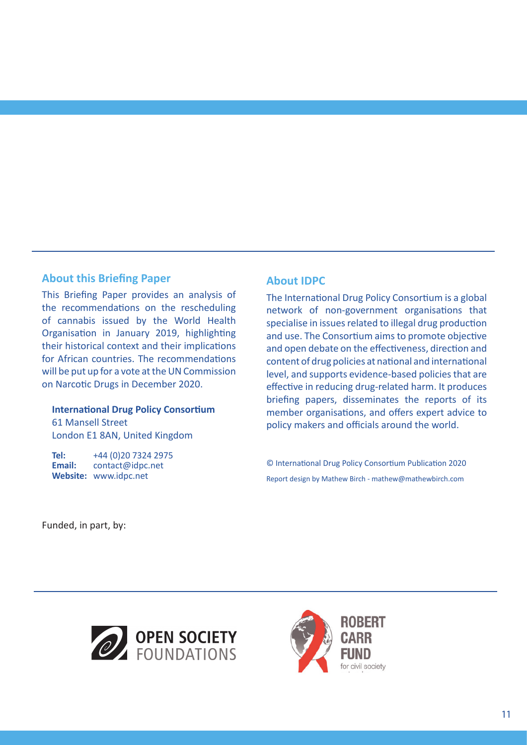## About this Briefing Paper

This Briefing Paper provides an analysis of the recommendations on the rescheduling of cannabis issued by the World Health Organisation in January 2019, highlighting their historical context and their implications for African countries. The recommendations will be put up for a vote at the UN Commission on Narcotic Drugs in December 2020.

**International Drug Policy Consortium**
61 Mansell Street
London E1 8AN, United Kingdom

**Tel:** +44 (0)20 7324 2975
**Email:** contact@idpc.net
**Website:** www.idpc.net

## About IDPC

The International Drug Policy Consortium is a global network of non-government organisations that specialise in issues related to illegal drug production and use. The Consortium aims to promote objective and open debate on the effectiveness, direction and content of drug policies at national and international level, and supports evidence-based policies that are effective in reducing drug-related harm. It produces briefing papers, disseminates the reports of its member organisations, and offers expert advice to policy makers and officials around the world.

© International Drug Policy Consortium Publication 2020

Report design by Mathew Birch - mathew@mathewbirch.com

Funded, in part, by:

OPEN SOCIETY FOUNDATIONS

ROBERT CARR FUND for civil society